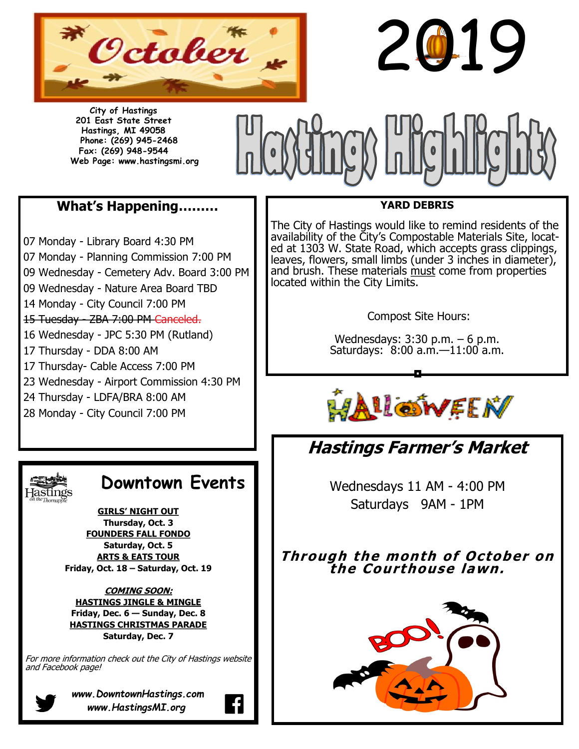# October 2019

# Hastings Highlights

**City of Hastings**
**201 East State Street**
**Hastings, MI 49058**
**Phone: (269) 945-2468**
**Fax: (269) 948-9544**
**Web Page: www.hastingsmi.org**

## What's Happening.........

07 Monday - Library Board 4:30 PM
07 Monday - Planning Commission 7:00 PM
09 Wednesday - Cemetery Adv. Board 3:00 PM
09 Wednesday - Nature Area Board TBD
14 Monday - City Council 7:00 PM
~~15 Tuesday - ZBA 7:00 PM Canceled.~~
16 Wednesday - JPC 5:30 PM (Rutland)
17 Thursday - DDA 8:00 AM
17 Thursday- Cable Access 7:00 PM
23 Wednesday - Airport Commission 4:30 PM
24 Thursday - LDFA/BRA 8:00 AM
28 Monday - City Council 7:00 PM

## Downtown Events

**GIRLS' NIGHT OUT**
**Thursday, Oct. 3**
**FOUNDERS FALL FONDO**
**Saturday, Oct. 5**
**ARTS & EATS TOUR**
**Friday, Oct. 18 – Saturday, Oct. 19**

***COMING SOON:***
**HASTINGS JINGLE & MINGLE**
**Friday, Dec. 6 — Sunday, Dec. 8**
**HASTINGS CHRISTMAS PARADE**
**Saturday, Dec. 7**

*For more information check out the City of Hastings website and Facebook page!*

***www.DowntownHastings.com***
***www.HastingsMI.org***

## YARD DEBRIS

The City of Hastings would like to remind residents of the availability of the City's Compostable Materials Site, located at 1303 W. State Road, which accepts grass clippings, leaves, flowers, small limbs (under 3 inches in diameter), and brush. These materials must come from properties located within the City Limits.

Compost Site Hours:

Wednesdays: 3:30 p.m. – 6 p.m.
Saturdays: 8:00 a.m.—11:00 a.m.

HALLOWEEN

## *Hastings Farmer's Market*

Wednesdays 11 AM - 4:00 PM
Saturdays 9AM - 1PM

***Through the month of October on the Courthouse lawn.***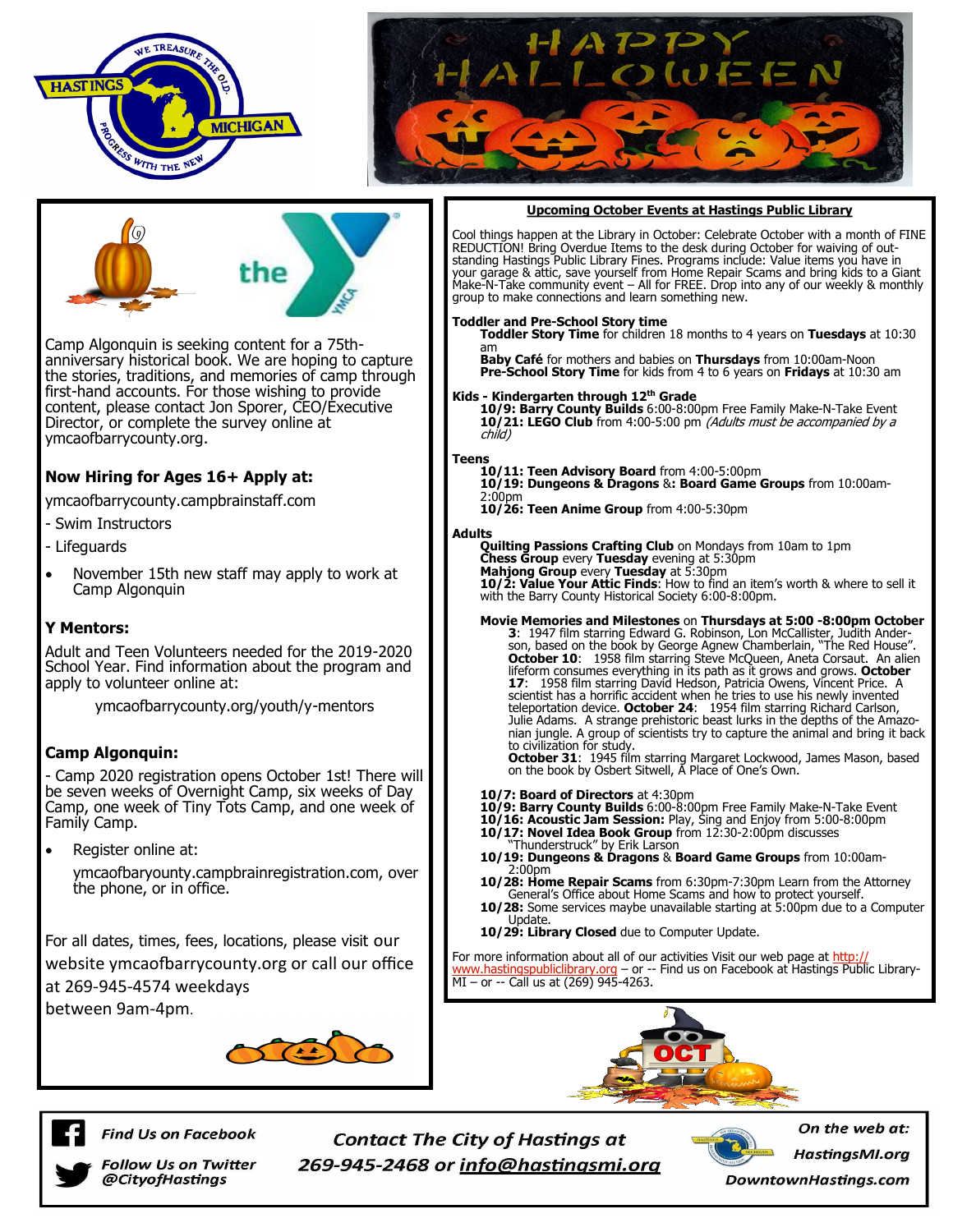## Upcoming October Events at Hastings Public Library

Cool things happen at the Library in October: Celebrate October with a month of FINE REDUCTION! Bring Overdue Items to the desk during October for waiving of out-standing Hastings Public Library Fines. Programs include: Value items you have in your garage & attic, save yourself from Home Repair Scams and bring kids to a Giant Make-N-Take community event – All for FREE. Drop into any of our weekly & monthly group to make connections and learn something new.

**Toddler and Pre-School Story time**

**Toddler Story Time** for children 18 months to 4 years on **Tuesdays** at 10:30 am
**Baby Café** for mothers and babies on **Thursdays** from 10:00am-Noon
**Pre-School Story Time** for kids from 4 to 6 years on **Fridays** at 10:30 am

**Kids - Kindergarten through 12th Grade**

**10/9: Barry County Builds** 6:00-8:00pm Free Family Make-N-Take Event
**10/21: LEGO Club** from 4:00-5:00 pm *(Adults must be accompanied by a child)*

**Teens**

**10/11: Teen Advisory Board** from 4:00-5:00pm
**10/19: Dungeons & Dragons** &: **Board Game Groups** from 10:00am-2:00pm
**10/26: Teen Anime Group** from 4:00-5:30pm

**Adults**

**Quilting Passions Crafting Club** on Mondays from 10am to 1pm
**Chess Group** every **Tuesday** evening at 5:30pm
**Mahjong Group** every **Tuesday** at 5:30pm
**10/2: Value Your Attic Finds**: How to find an item's worth & where to sell it with the Barry County Historical Society 6:00-8:00pm.

**Movie Memories and Milestones** on **Thursdays at 5:00 -8:00pm October 3**: 1947 film starring Edward G. Robinson, Lon McCallister, Judith Anderson, based on the book by George Agnew Chamberlain, "The Red House". **October 10**: 1958 film starring Steve McQueen, Aneta Corsaut. An alien lifeform consumes everything in its path as it grows and grows. **October 17**: 1958 film starring David Hedson, Patricia Owens, Vincent Price. A scientist has a horrific accident when he tries to use his newly invented teleportation device. **October 24**: 1954 film starring Richard Carlson, Julie Adams. A strange prehistoric beast lurks in the depths of the Amazonian jungle. A group of scientists try to capture the animal and bring it back to civilization for study.
**October 31**: 1945 film starring Margaret Lockwood, James Mason, based on the book by Osbert Sitwell, A Place of One's Own.

**10/7: Board of Directors** at 4:30pm
**10/9: Barry County Builds** 6:00-8:00pm Free Family Make-N-Take Event
**10/16: Acoustic Jam Session:** Play, Sing and Enjoy from 5:00-8:00pm
**10/17: Novel Idea Book Group** from 12:30-2:00pm discusses "Thunderstruck" by Erik Larson
**10/19: Dungeons & Dragons** & **Board Game Groups** from 10:00am-2:00pm
**10/28: Home Repair Scams** from 6:30pm-7:30pm Learn from the Attorney General's Office about Home Scams and how to protect yourself.
**10/28:** Some services maybe unavailable starting at 5:00pm due to a Computer Update.
**10/29: Library Closed** due to Computer Update.

For more information about all of our activities Visit our web page at http://www.hastingspubliclibrary.org – or -- Find us on Facebook at Hastings Public Library-MI – or -- Call us at (269) 945-4263.

---

Camp Algonquin is seeking content for a 75th-anniversary historical book. We are hoping to capture the stories, traditions, and memories of camp through first-hand accounts. For those wishing to provide content, please contact Jon Sporer, CEO/Executive Director, or complete the survey online at ymcaofbarrycounty.org.

### Now Hiring for Ages 16+ Apply at:

ymcaofbarrycounty.campbrainstaff.com

- Swim Instructors
- Lifeguards

- November 15th new staff may apply to work at Camp Algonquin

### Y Mentors:

Adult and Teen Volunteers needed for the 2019-2020 School Year. Find information about the program and apply to volunteer online at:

ymcaofbarrycounty.org/youth/y-mentors

### Camp Algonquin:

- Camp 2020 registration opens October 1st! There will be seven weeks of Overnight Camp, six weeks of Day Camp, one week of Tiny Tots Camp, and one week of Family Camp.

- Register online at:
  ymcaofbaryounty.campbrainregistration.com, over the phone, or in office.

For all dates, times, fees, locations, please visit our website ymcaofbarrycounty.org or call our office at 269-945-4574 weekdays between 9am-4pm.

---

*Find Us on Facebook*
*Follow Us on Twitter @CityofHastings*

*Contact The City of Hastings at 269-945-2468 or info@hastingsmi.org*

*On the web at: HastingsMI.org*
*DowntownHastings.com*